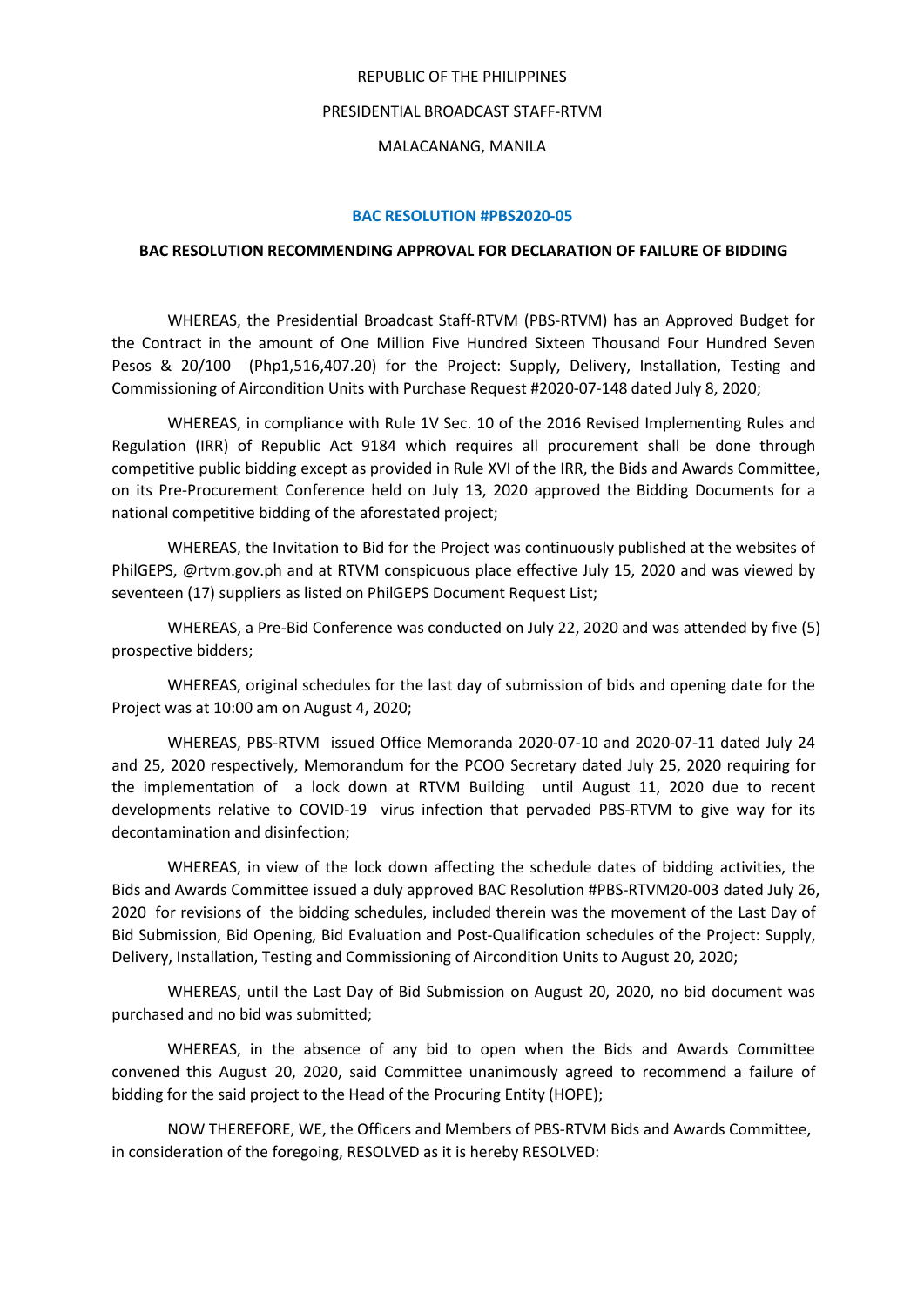REPUBLIC OF THE PHILIPPINES

PRESIDENTIAL BROADCAST STAFF-RTVM

MALACANANG, MANILA

**BAC RESOLUTION #PBS2020-05**

**BAC RESOLUTION RECOMMENDING APPROVAL FOR DECLARATION OF FAILURE OF BIDDING**

WHEREAS, the Presidential Broadcast Staff-RTVM (PBS-RTVM) has an Approved Budget for the Contract in the amount of One Million Five Hundred Sixteen Thousand Four Hundred Seven Pesos & 20/100 (Php1,516,407.20) for the Project: Supply, Delivery, Installation, Testing and Commissioning of Aircondition Units with Purchase Request #2020-07-148 dated July 8, 2020;

WHEREAS, in compliance with Rule 1V Sec. 10 of the 2016 Revised Implementing Rules and Regulation (IRR) of Republic Act 9184 which requires all procurement shall be done through competitive public bidding except as provided in Rule XVI of the IRR, the Bids and Awards Committee, on its Pre-Procurement Conference held on July 13, 2020 approved the Bidding Documents for a national competitive bidding of the aforestated project;

WHEREAS, the Invitation to Bid for the Project was continuously published at the websites of PhilGEPS, @rtvm.gov.ph and at RTVM conspicuous place effective July 15, 2020 and was viewed by seventeen (17) suppliers as listed on PhilGEPS Document Request List;

WHEREAS, a Pre-Bid Conference was conducted on July 22, 2020 and was attended by five (5) prospective bidders;

WHEREAS, original schedules for the last day of submission of bids and opening date for the Project was at 10:00 am on August 4, 2020;

WHEREAS, PBS-RTVM issued Office Memoranda 2020-07-10 and 2020-07-11 dated July 24 and 25, 2020 respectively, Memorandum for the PCOO Secretary dated July 25, 2020 requiring for the implementation of a lock down at RTVM Building until August 11, 2020 due to recent developments relative to COVID-19 virus infection that pervaded PBS-RTVM to give way for its decontamination and disinfection;

WHEREAS, in view of the lock down affecting the schedule dates of bidding activities, the Bids and Awards Committee issued a duly approved BAC Resolution #PBS-RTVM20-003 dated July 26, 2020 for revisions of the bidding schedules, included therein was the movement of the Last Day of Bid Submission, Bid Opening, Bid Evaluation and Post-Qualification schedules of the Project: Supply, Delivery, Installation, Testing and Commissioning of Aircondition Units to August 20, 2020;

WHEREAS, until the Last Day of Bid Submission on August 20, 2020, no bid document was purchased and no bid was submitted;

WHEREAS, in the absence of any bid to open when the Bids and Awards Committee convened this August 20, 2020, said Committee unanimously agreed to recommend a failure of bidding for the said project to the Head of the Procuring Entity (HOPE);

NOW THEREFORE, WE, the Officers and Members of PBS-RTVM Bids and Awards Committee, in consideration of the foregoing, RESOLVED as it is hereby RESOLVED: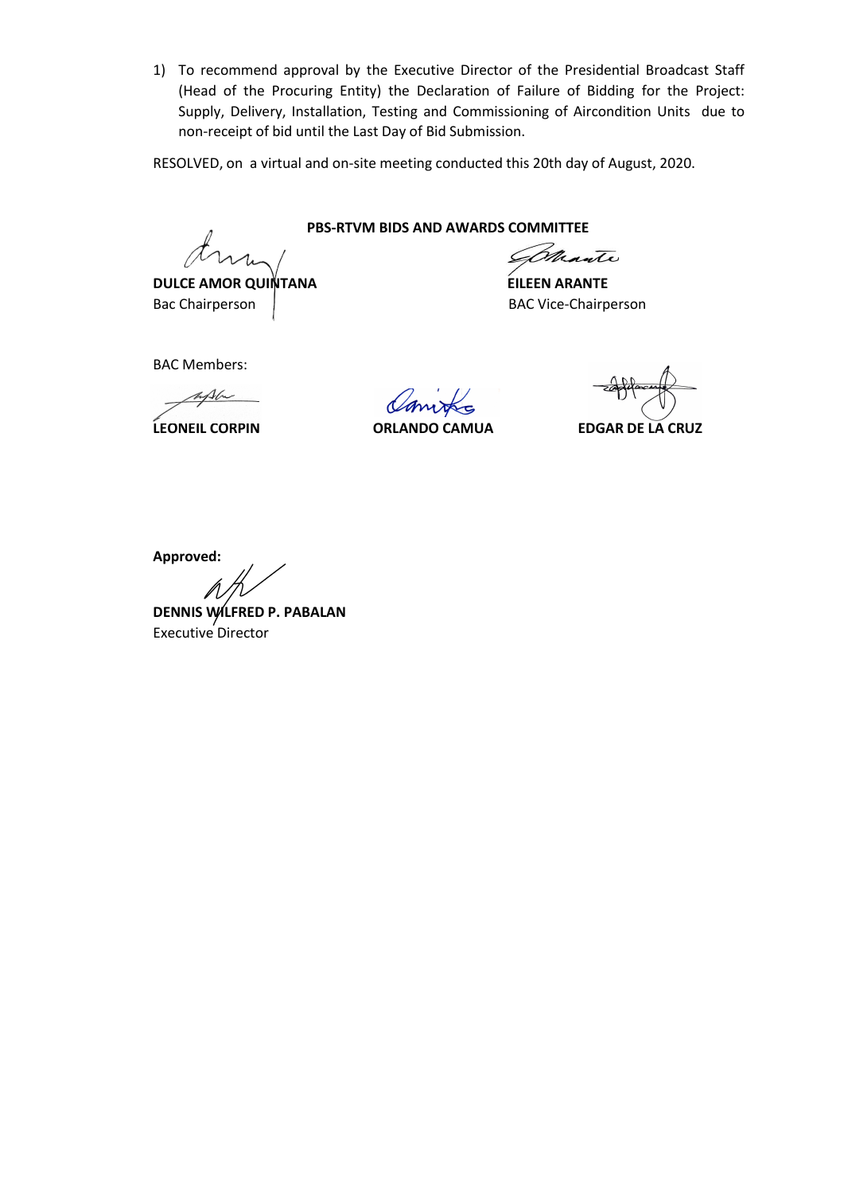1) To recommend approval by the Executive Director of the Presidential Broadcast Staff (Head of the Procuring Entity) the Declaration of Failure of Bidding for the Project: Supply, Delivery, Installation, Testing and Commissioning of Aircondition Units due to non-receipt of bid until the Last Day of Bid Submission.

RESOLVED, on a virtual and on-site meeting conducted this 20th day of August, 2020.

**PBS-RTVM BIDS AND AWARDS COMMITTEE**

**DULCE AMOR QUINTANA**
Bac Chairperson

**EILEEN ARANTE**
BAC Vice-Chairperson

BAC Members:

**LEONEIL CORPIN**

**ORLANDO CAMUA**

**EDGAR DE LA CRUZ**

**Approved:**

**DENNIS WILFRED P. PABALAN**
Executive Director